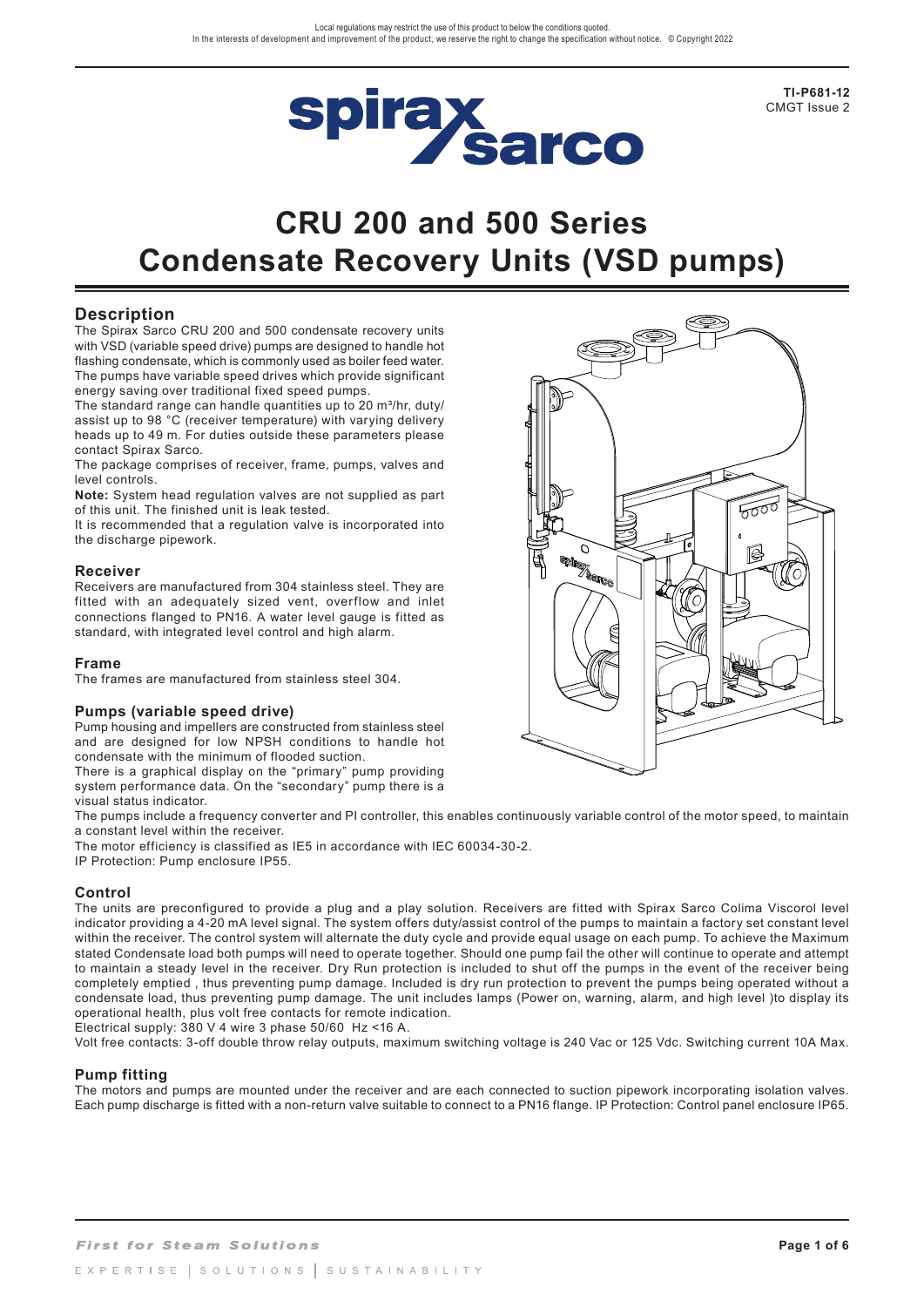Local regulations may restrict the use of this product to below the conditions quoted.
In the interests of development and improvement of the product, we reserve the right to change the specification without notice. © Copyright 2022

**TI-P681-12**
CMGT Issue 2

# CRU 200 and 500 Series Condensate Recovery Units (VSD pumps)

## Description

The Spirax Sarco CRU 200 and 500 condensate recovery units with VSD (variable speed drive) pumps are designed to handle hot flashing condensate, which is commonly used as boiler feed water. The pumps have variable speed drives which provide significant energy saving over traditional fixed speed pumps.

The standard range can handle quantities up to 20 m³/hr, duty/assist up to 98 °C (receiver temperature) with varying delivery heads up to 49 m. For duties outside these parameters please contact Spirax Sarco.

The package comprises of receiver, frame, pumps, valves and level controls.

**Note:** System head regulation valves are not supplied as part of this unit. The finished unit is leak tested.

It is recommended that a regulation valve is incorporated into the discharge pipework.

### Receiver

Receivers are manufactured from 304 stainless steel. They are fitted with an adequately sized vent, overflow and inlet connections flanged to PN16. A water level gauge is fitted as standard, with integrated level control and high alarm.

### Frame

The frames are manufactured from stainless steel 304.

### Pumps (variable speed drive)

Pump housing and impellers are constructed from stainless steel and are designed for low NPSH conditions to handle hot condensate with the minimum of flooded suction.

There is a graphical display on the "primary" pump providing system performance data. On the "secondary" pump there is a visual status indicator.

The pumps include a frequency converter and PI controller, this enables continuously variable control of the motor speed, to maintain a constant level within the receiver.

The motor efficiency is classified as IE5 in accordance with IEC 60034-30-2.

IP Protection: Pump enclosure IP55.

### Control

The units are preconfigured to provide a plug and a play solution. Receivers are fitted with Spirax Sarco Colima Viscorol level indicator providing a 4-20 mA level signal. The system offers duty/assist control of the pumps to maintain a factory set constant level within the receiver. The control system will alternate the duty cycle and provide equal usage on each pump. To achieve the Maximum stated Condensate load both pumps will need to operate together. Should one pump fail the other will continue to operate and attempt to maintain a steady level in the receiver. Dry Run protection is included to shut off the pumps in the event of the receiver being completely emptied , thus preventing pump damage. Included is dry run protection to prevent the pumps being operated without a condensate load, thus preventing pump damage. The unit includes lamps (Power on, warning, alarm, and high level )to display its operational health, plus volt free contacts for remote indication.

Electrical supply: 380 V 4 wire 3 phase 50/60 Hz <16 A.

Volt free contacts: 3-off double throw relay outputs, maximum switching voltage is 240 Vac or 125 Vdc. Switching current 10A Max.

### Pump fitting

The motors and pumps are mounted under the receiver and are each connected to suction pipework incorporating isolation valves. Each pump discharge is fitted with a non-return valve suitable to connect to a PN16 flange. IP Protection: Control panel enclosure IP65.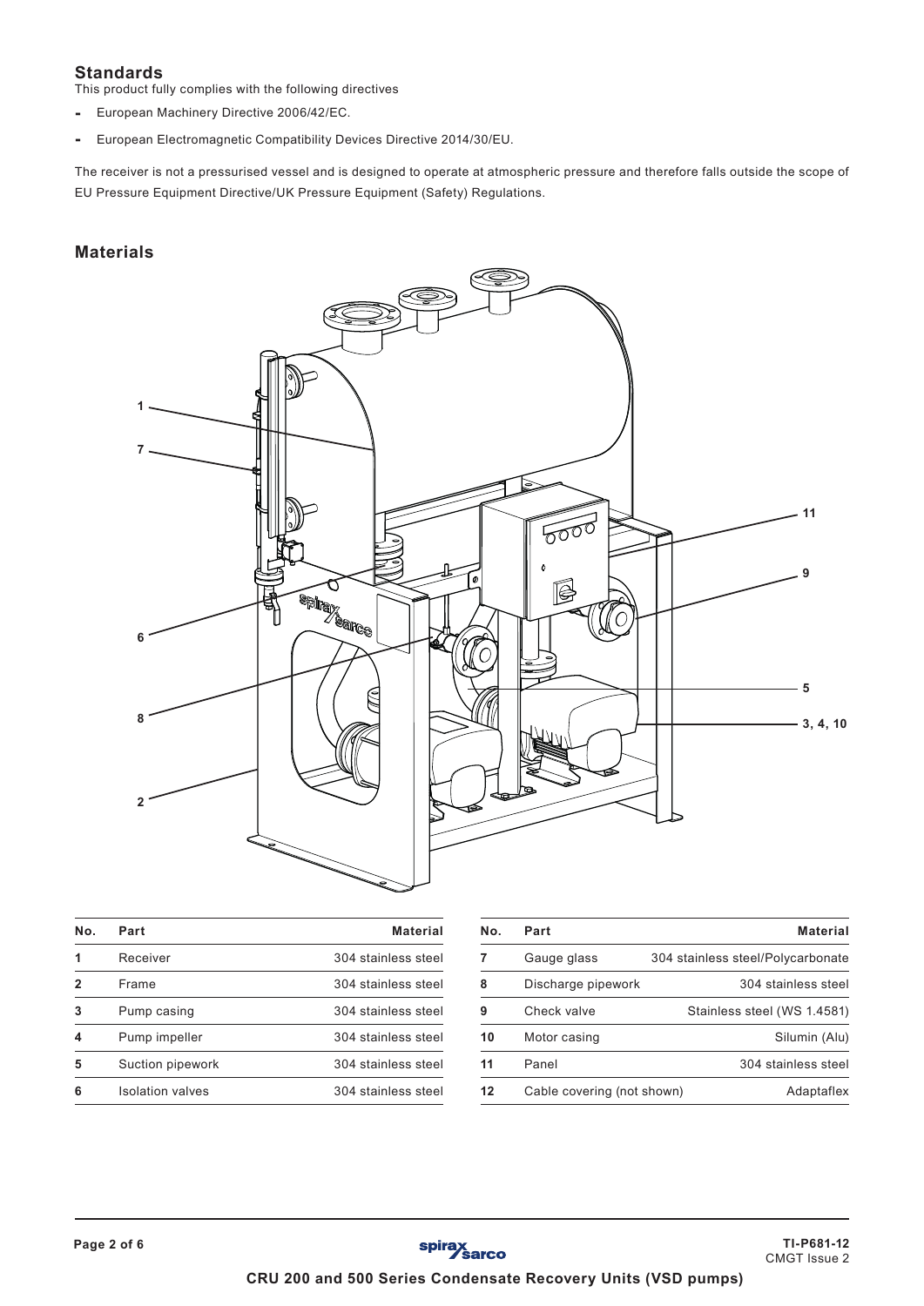## Standards

This product fully complies with the following directives

- European Machinery Directive 2006/42/EC.
- European Electromagnetic Compatibility Devices Directive 2014/30/EU.

The receiver is not a pressurised vessel and is designed to operate at atmospheric pressure and therefore falls outside the scope of EU Pressure Equipment Directive/UK Pressure Equipment (Safety) Regulations.

## Materials

| No. | Part | Material |
|---|---|---|
| 1 | Receiver | 304 stainless steel |
| 2 | Frame | 304 stainless steel |
| 3 | Pump casing | 304 stainless steel |
| 4 | Pump impeller | 304 stainless steel |
| 5 | Suction pipework | 304 stainless steel |
| 6 | Isolation valves | 304 stainless steel |
| 7 | Gauge glass | 304 stainless steel/Polycarbonate |
| 8 | Discharge pipework | 304 stainless steel |
| 9 | Check valve | Stainless steel (WS 1.4581) |
| 10 | Motor casing | Silumin (Alu) |
| 11 | Panel | 304 stainless steel |
| 12 | Cable covering (not shown) | Adaptaflex |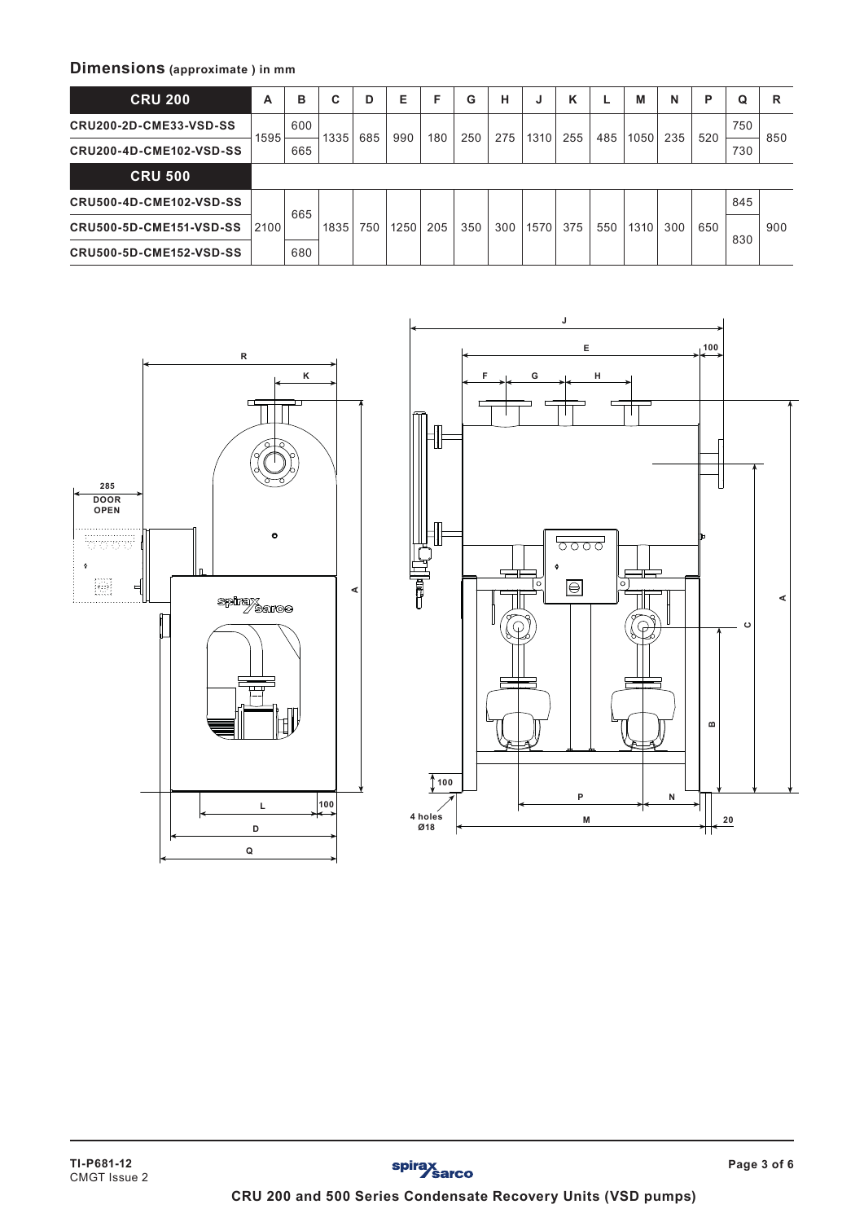## Dimensions (approximate ) in mm

| CRU 200 | A | B | C | D | E | F | G | H | J | K | L | M | N | P | Q | R |
|---|---|---|---|---|---|---|---|---|---|---|---|---|---|---|---|---|
| CRU200-2D-CME33-VSD-SS | 1595 | 600 | 1335 | 685 | 990 | 180 | 250 | 275 | 1310 | 255 | 485 | 1050 | 235 | 520 | 750 | 850 |
| CRU200-4D-CME102-VSD-SS | 1595 | 665 | 1335 | 685 | 990 | 180 | 250 | 275 | 1310 | 255 | 485 | 1050 | 235 | 520 | 730 | 850 |
| **CRU 500** | | | | | | | | | | | | | | | | |
| CRU500-4D-CME102-VSD-SS | 2100 | 665 | 1835 | 750 | 1250 | 205 | 350 | 300 | 1570 | 375 | 550 | 1310 | 300 | 650 | 845 | 900 |
| CRU500-5D-CME151-VSD-SS | 2100 | 665 | 1835 | 750 | 1250 | 205 | 350 | 300 | 1570 | 375 | 550 | 1310 | 300 | 650 | 830 | 900 |
| CRU500-5D-CME152-VSD-SS | 2100 | 680 | 1835 | 750 | 1250 | 205 | 350 | 300 | 1570 | 375 | 550 | 1310 | 300 | 650 | 830 | 900 |

R

K

285
DOOR
OPEN

A

L

100

D

Q

J

E

100

F G H

A

C

B

100

4 holes
Ø18

P

N

M

20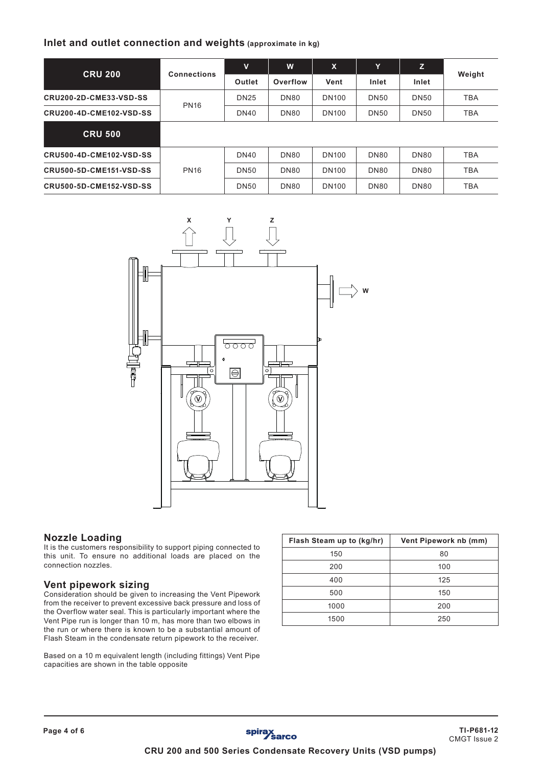## Inlet and outlet connection and weights (approximate in kg)

| CRU 200 | Connections | V | W | X | Y | Z | Weight |
|---|---|---|---|---|---|---|---|
| | | Outlet | Overflow | Vent | Inlet | Inlet | |
| CRU200-2D-CME33-VSD-SS | PN16 | DN25 | DN80 | DN100 | DN50 | DN50 | TBA |
| CRU200-4D-CME102-VSD-SS | | DN40 | DN80 | DN100 | DN50 | DN50 | TBA |
| **CRU 500** | | | | | | | |
| CRU500-4D-CME102-VSD-SS | | DN40 | DN80 | DN100 | DN80 | DN80 | TBA |
| CRU500-5D-CME151-VSD-SS | PN16 | DN50 | DN80 | DN100 | DN80 | DN80 | TBA |
| CRU500-5D-CME152-VSD-SS | | DN50 | DN80 | DN100 | DN80 | DN80 | TBA |

## Nozzle Loading

It is the customers responsibility to support piping connected to this unit. To ensure no additional loads are placed on the connection nozzles.

## Vent pipework sizing

Consideration should be given to increasing the Vent Pipework from the receiver to prevent excessive back pressure and loss of the Overflow water seal. This is particularly important where the Vent Pipe run is longer than 10 m, has more than two elbows in the run or where there is known to be a substantial amount of Flash Steam in the condensate return pipework to the receiver.

Based on a 10 m equivalent length (including fittings) Vent Pipe capacities are shown in the table opposite

| Flash Steam up to (kg/hr) | Vent Pipework nb (mm) |
|---|---|
| 150 | 80 |
| 200 | 100 |
| 400 | 125 |
| 500 | 150 |
| 1000 | 200 |
| 1500 | 250 |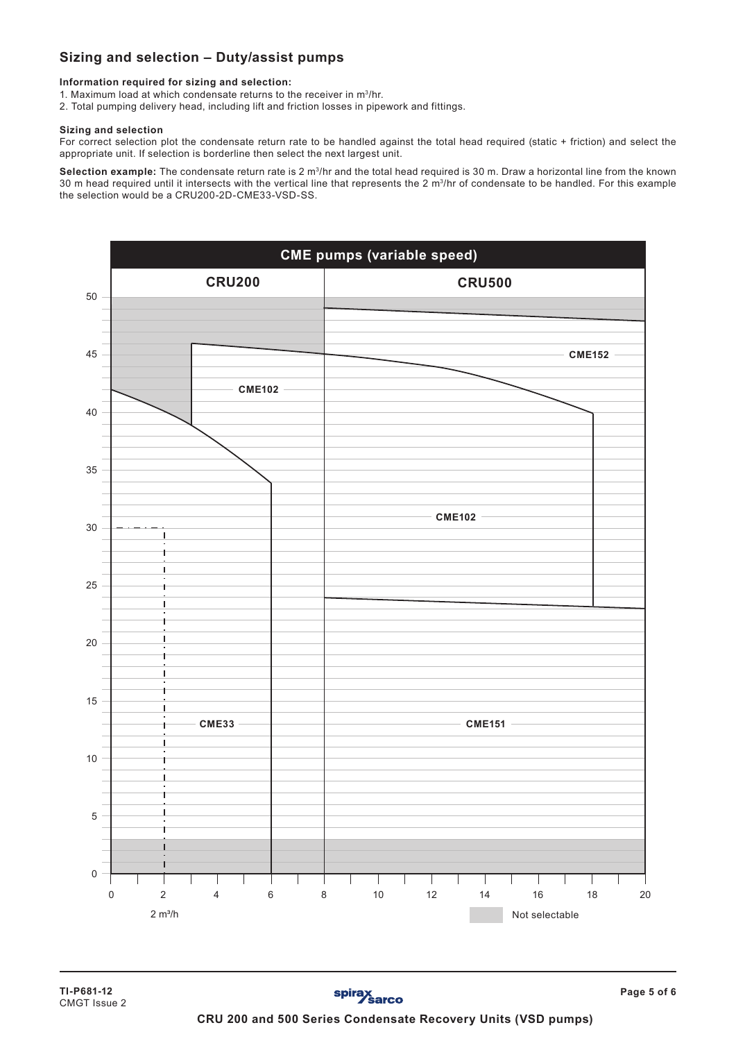## Sizing and selection – Duty/assist pumps

**Information required for sizing and selection:**

1. Maximum load at which condensate returns to the receiver in $m^3$/hr.
2. Total pumping delivery head, including lift and friction losses in pipework and fittings.

**Sizing and selection**

For correct selection plot the condensate return rate to be handled against the total head required (static + friction) and select the appropriate unit. If selection is borderline then select the next largest unit.

**Selection example:** The condensate return rate is 2 $m^3$/hr and the total head required is 30 m. Draw a horizontal line from the known 30 m head required until it intersects with the vertical line that represents the 2 $m^3$/hr of condensate to be handled. For this example the selection would be a CRU200-2D-CME33-VSD-SS.

CME pumps (variable speed)

CRU200 | CRU500

CME102, CME33, CME152, CME102, CME151

2 $m^3$/h

Not selectable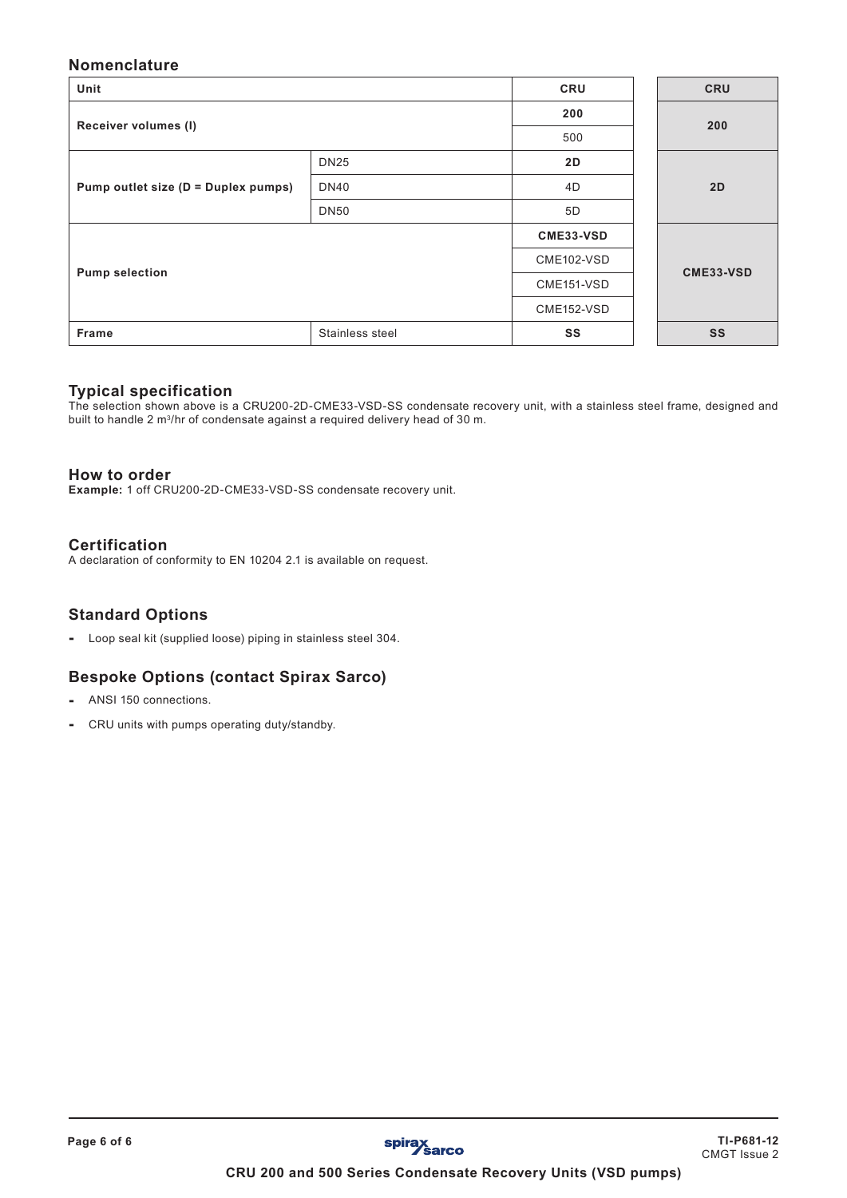## Nomenclature

| | | | |
|---|---|---|---|
| **Unit** | | **CRU** | **CRU** |
| **Receiver volumes (l)** | | **200** | **200** |
| | | 500 | |
| **Pump outlet size (D = Duplex pumps)** | DN25 | **2D** | **2D** |
| | DN40 | 4D | |
| | DN50 | 5D | |
| **Pump selection** | | **CME33-VSD** | **CME33-VSD** |
| | | CME102-VSD | |
| | | CME151-VSD | |
| | | CME152-VSD | |
| **Frame** | Stainless steel | **SS** | **SS** |

## Typical specification

The selection shown above is a CRU200-2D-CME33-VSD-SS condensate recovery unit, with a stainless steel frame, designed and built to handle 2 $m^3$/hr of condensate against a required delivery head of 30 m.

## How to order

**Example:** 1 off CRU200-2D-CME33-VSD-SS condensate recovery unit.

## Certification

A declaration of conformity to EN 10204 2.1 is available on request.

## Standard Options

- Loop seal kit (supplied loose) piping in stainless steel 304.

## Bespoke Options (contact Spirax Sarco)

- ANSI 150 connections.
- CRU units with pumps operating duty/standby.